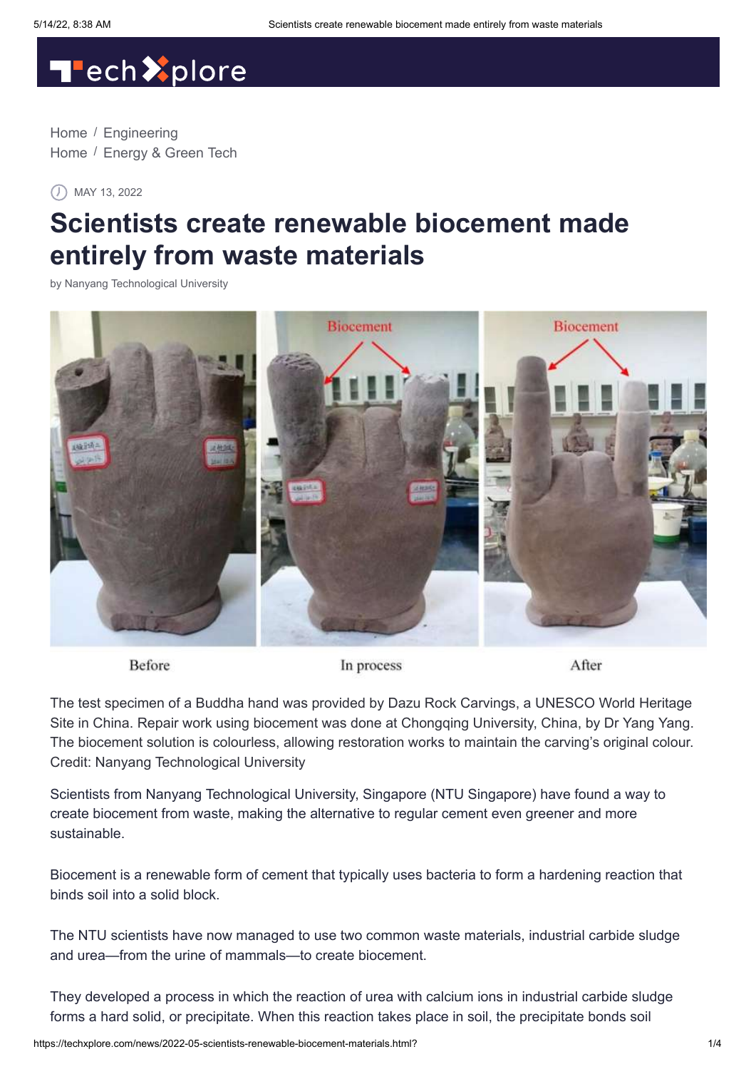Home / Engineering
Home / Energy & Green Tech

MAY 13, 2022

# Scientists create renewable biocement made entirely from waste materials

by Nanyang Technological University

Before — In process — After

The test specimen of a Buddha hand was provided by Dazu Rock Carvings, a UNESCO World Heritage Site in China. Repair work using biocement was done at Chongqing University, China, by Dr Yang Yang. The biocement solution is colourless, allowing restoration works to maintain the carving's original colour. Credit: Nanyang Technological University

Scientists from Nanyang Technological University, Singapore (NTU Singapore) have found a way to create biocement from waste, making the alternative to regular cement even greener and more sustainable.

Biocement is a renewable form of cement that typically uses bacteria to form a hardening reaction that binds soil into a solid block.

The NTU scientists have now managed to use two common waste materials, industrial carbide sludge and urea—from the urine of mammals—to create biocement.

They developed a process in which the reaction of urea with calcium ions in industrial carbide sludge forms a hard solid, or precipitate. When this reaction takes place in soil, the precipitate bonds soil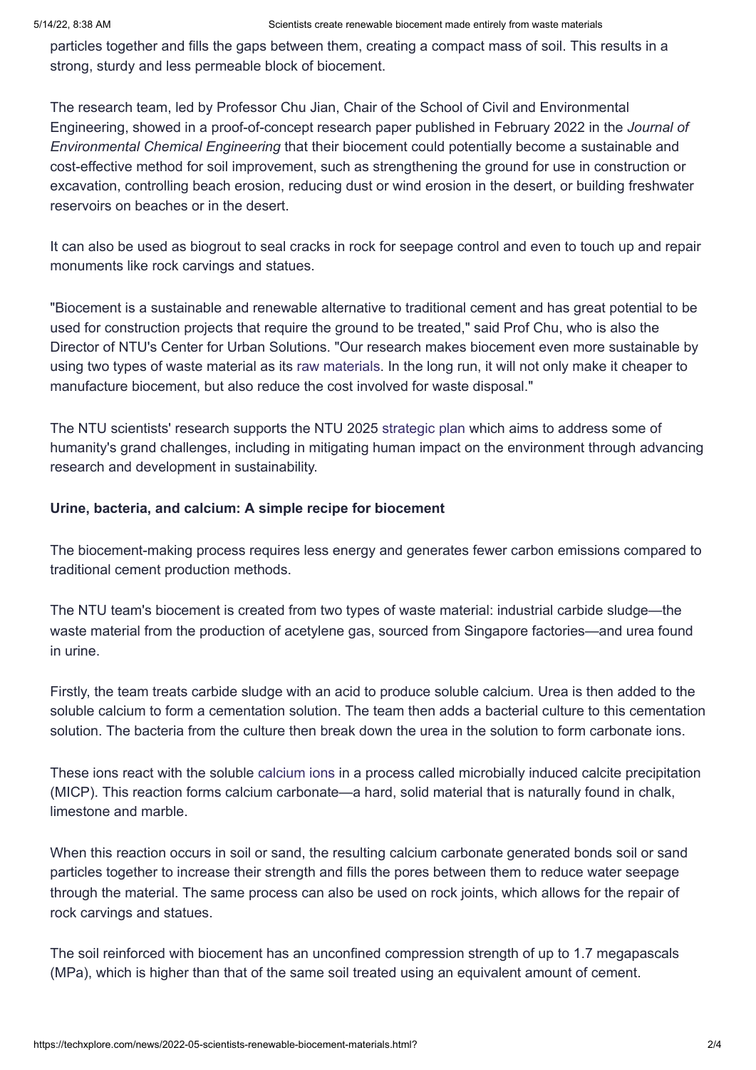particles together and fills the gaps between them, creating a compact mass of soil. This results in a strong, sturdy and less permeable block of biocement.

The research team, led by Professor Chu Jian, Chair of the School of Civil and Environmental Engineering, showed in a proof-of-concept research paper published in February 2022 in the *Journal of Environmental Chemical Engineering* that their biocement could potentially become a sustainable and cost-effective method for soil improvement, such as strengthening the ground for use in construction or excavation, controlling beach erosion, reducing dust or wind erosion in the desert, or building freshwater reservoirs on beaches or in the desert.

It can also be used as biogrout to seal cracks in rock for seepage control and even to touch up and repair monuments like rock carvings and statues.

"Biocement is a sustainable and renewable alternative to traditional cement and has great potential to be used for construction projects that require the ground to be treated," said Prof Chu, who is also the Director of NTU's Center for Urban Solutions. "Our research makes biocement even more sustainable by using two types of waste material as its raw materials. In the long run, it will not only make it cheaper to manufacture biocement, but also reduce the cost involved for waste disposal."

The NTU scientists' research supports the NTU 2025 strategic plan which aims to address some of humanity's grand challenges, including in mitigating human impact on the environment through advancing research and development in sustainability.

**Urine, bacteria, and calcium: A simple recipe for biocement**

The biocement-making process requires less energy and generates fewer carbon emissions compared to traditional cement production methods.

The NTU team's biocement is created from two types of waste material: industrial carbide sludge—the waste material from the production of acetylene gas, sourced from Singapore factories—and urea found in urine.

Firstly, the team treats carbide sludge with an acid to produce soluble calcium. Urea is then added to the soluble calcium to form a cementation solution. The team then adds a bacterial culture to this cementation solution. The bacteria from the culture then break down the urea in the solution to form carbonate ions.

These ions react with the soluble calcium ions in a process called microbially induced calcite precipitation (MICP). This reaction forms calcium carbonate—a hard, solid material that is naturally found in chalk, limestone and marble.

When this reaction occurs in soil or sand, the resulting calcium carbonate generated bonds soil or sand particles together to increase their strength and fills the pores between them to reduce water seepage through the material. The same process can also be used on rock joints, which allows for the repair of rock carvings and statues.

The soil reinforced with biocement has an unconfined compression strength of up to 1.7 megapascals (MPa), which is higher than that of the same soil treated using an equivalent amount of cement.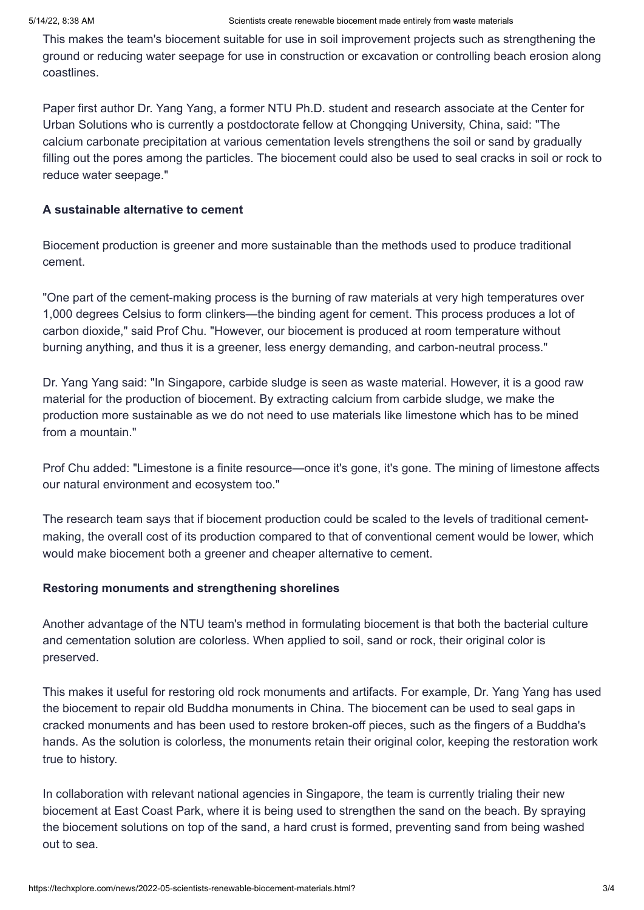This makes the team's biocement suitable for use in soil improvement projects such as strengthening the ground or reducing water seepage for use in construction or excavation or controlling beach erosion along coastlines.

Paper first author Dr. Yang Yang, a former NTU Ph.D. student and research associate at the Center for Urban Solutions who is currently a postdoctorate fellow at Chongqing University, China, said: "The calcium carbonate precipitation at various cementation levels strengthens the soil or sand by gradually filling out the pores among the particles. The biocement could also be used to seal cracks in soil or rock to reduce water seepage."

**A sustainable alternative to cement**

Biocement production is greener and more sustainable than the methods used to produce traditional cement.

"One part of the cement-making process is the burning of raw materials at very high temperatures over 1,000 degrees Celsius to form clinkers—the binding agent for cement. This process produces a lot of carbon dioxide," said Prof Chu. "However, our biocement is produced at room temperature without burning anything, and thus it is a greener, less energy demanding, and carbon-neutral process."

Dr. Yang Yang said: "In Singapore, carbide sludge is seen as waste material. However, it is a good raw material for the production of biocement. By extracting calcium from carbide sludge, we make the production more sustainable as we do not need to use materials like limestone which has to be mined from a mountain."

Prof Chu added: "Limestone is a finite resource—once it's gone, it's gone. The mining of limestone affects our natural environment and ecosystem too."

The research team says that if biocement production could be scaled to the levels of traditional cement-making, the overall cost of its production compared to that of conventional cement would be lower, which would make biocement both a greener and cheaper alternative to cement.

**Restoring monuments and strengthening shorelines**

Another advantage of the NTU team's method in formulating biocement is that both the bacterial culture and cementation solution are colorless. When applied to soil, sand or rock, their original color is preserved.

This makes it useful for restoring old rock monuments and artifacts. For example, Dr. Yang Yang has used the biocement to repair old Buddha monuments in China. The biocement can be used to seal gaps in cracked monuments and has been used to restore broken-off pieces, such as the fingers of a Buddha's hands. As the solution is colorless, the monuments retain their original color, keeping the restoration work true to history.

In collaboration with relevant national agencies in Singapore, the team is currently trialing their new biocement at East Coast Park, where it is being used to strengthen the sand on the beach. By spraying the biocement solutions on top of the sand, a hard crust is formed, preventing sand from being washed out to sea.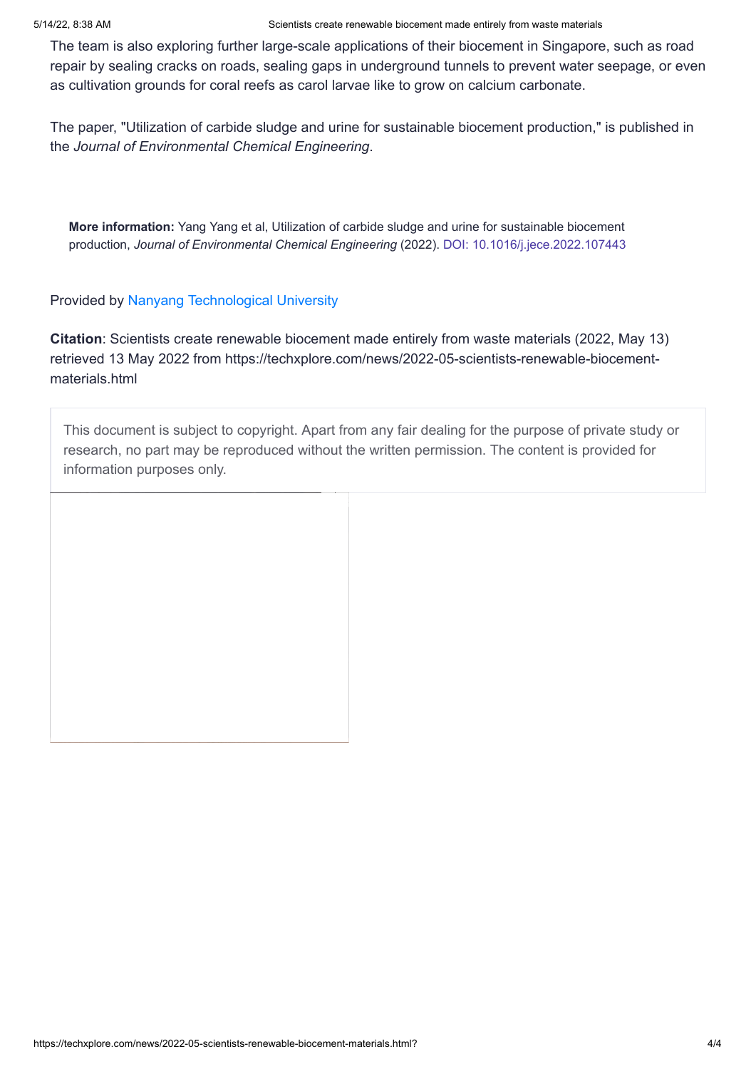The team is also exploring further large-scale applications of their biocement in Singapore, such as road repair by sealing cracks on roads, sealing gaps in underground tunnels to prevent water seepage, or even as cultivation grounds for coral reefs as carol larvae like to grow on calcium carbonate.

The paper, "Utilization of carbide sludge and urine for sustainable biocement production," is published in the *Journal of Environmental Chemical Engineering*.

**More information:** Yang Yang et al, Utilization of carbide sludge and urine for sustainable biocement production, *Journal of Environmental Chemical Engineering* (2022). DOI: 10.1016/j.jece.2022.107443

Provided by Nanyang Technological University

**Citation**: Scientists create renewable biocement made entirely from waste materials (2022, May 13) retrieved 13 May 2022 from https://techxplore.com/news/2022-05-scientists-renewable-biocement-materials.html

This document is subject to copyright. Apart from any fair dealing for the purpose of private study or research, no part may be reproduced without the written permission. The content is provided for information purposes only.